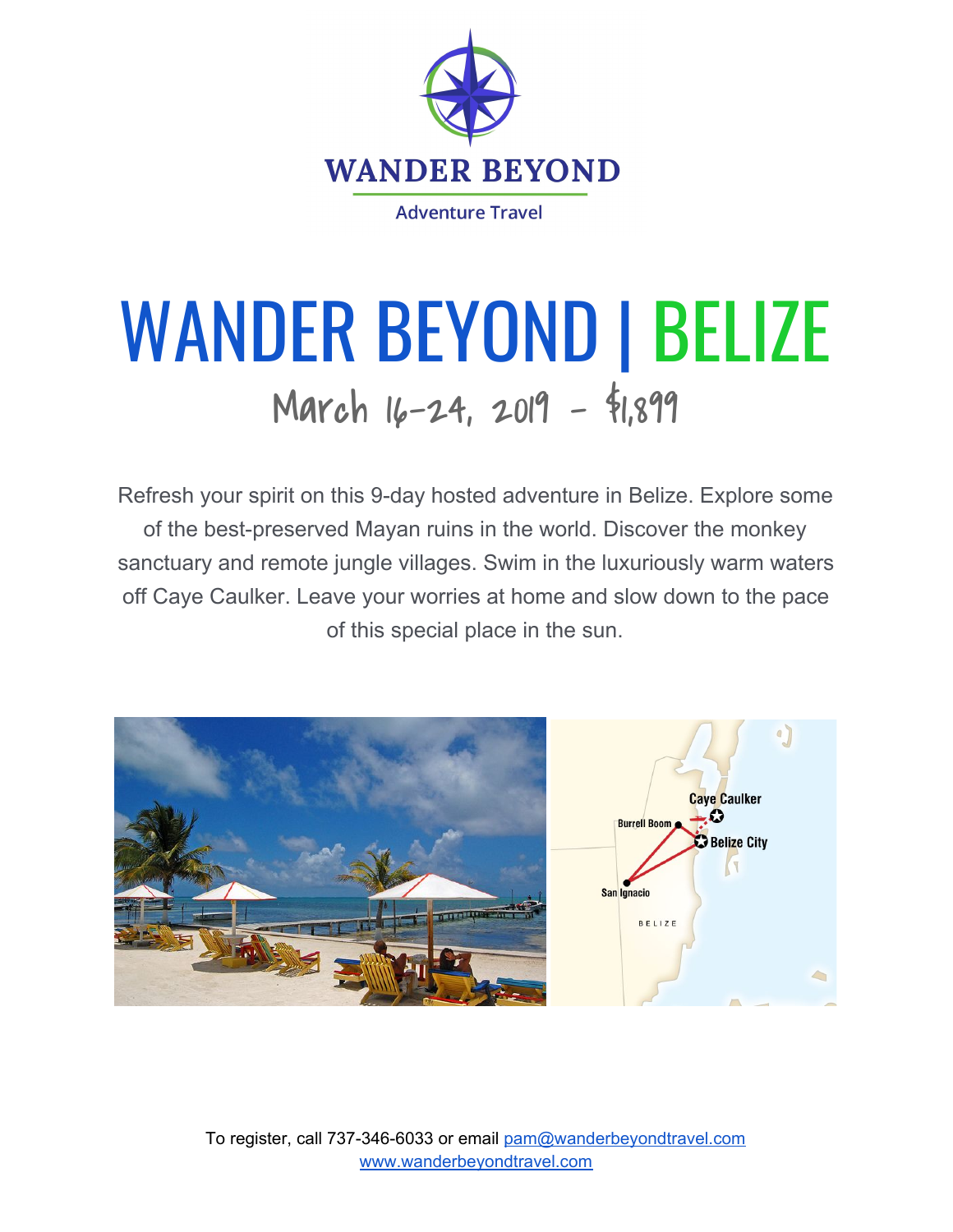WANDER BEYOND

Adventure Travel

# WANDER BEYOND | BELIZE

## March 16-24, 2019 - $1,899

Refresh your spirit on this 9-day hosted adventure in Belize. Explore some of the best-preserved Mayan ruins in the world. Discover the monkey sanctuary and remote jungle villages. Swim in the luxuriously warm waters off Caye Caulker. Leave your worries at home and slow down to the pace of this special place in the sun.

To register, call 737-346-6033 or email pam@wanderbeyondtravel.com
www.wanderbeyondtravel.com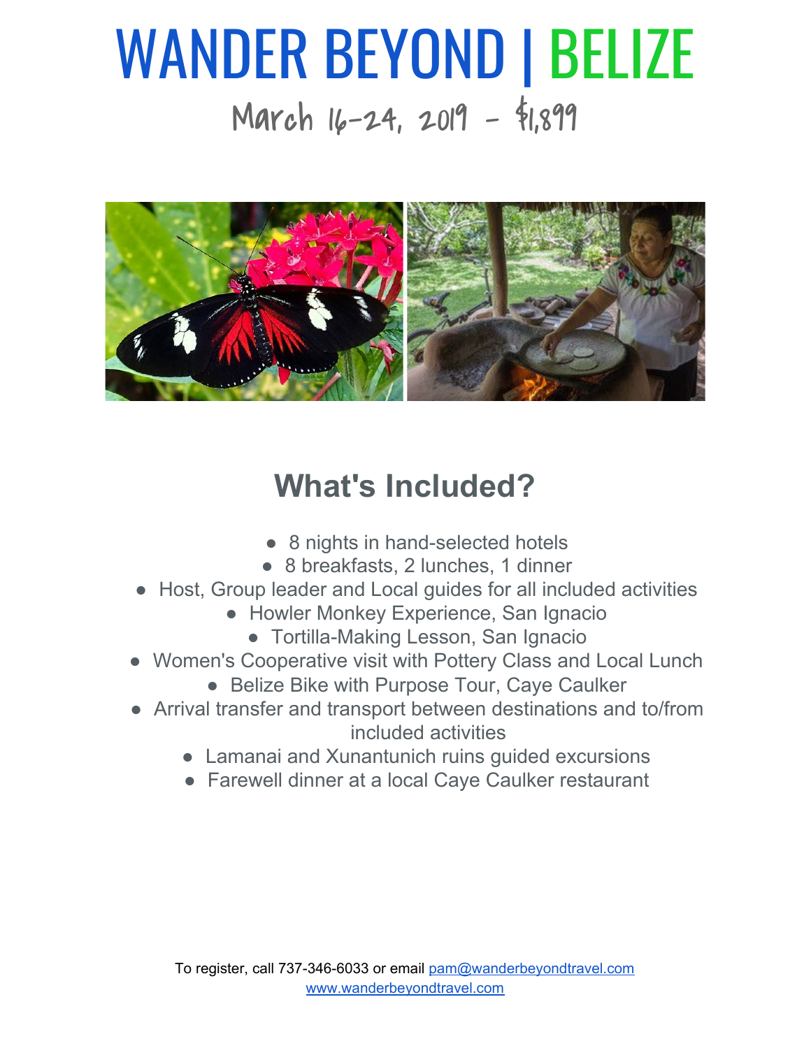# WANDER BEYOND | BELIZE

## March 16-24, 2019 - $1,899

## What's Included?

- 8 nights in hand-selected hotels
- 8 breakfasts, 2 lunches, 1 dinner
- Host, Group leader and Local guides for all included activities
- Howler Monkey Experience, San Ignacio
- Tortilla-Making Lesson, San Ignacio
- Women's Cooperative visit with Pottery Class and Local Lunch
- Belize Bike with Purpose Tour, Caye Caulker
- Arrival transfer and transport between destinations and to/from included activities
- Lamanai and Xunantunich ruins guided excursions
- Farewell dinner at a local Caye Caulker restaurant

To register, call 737-346-6033 or email pam@wanderbeyondtravel.com
www.wanderbeyondtravel.com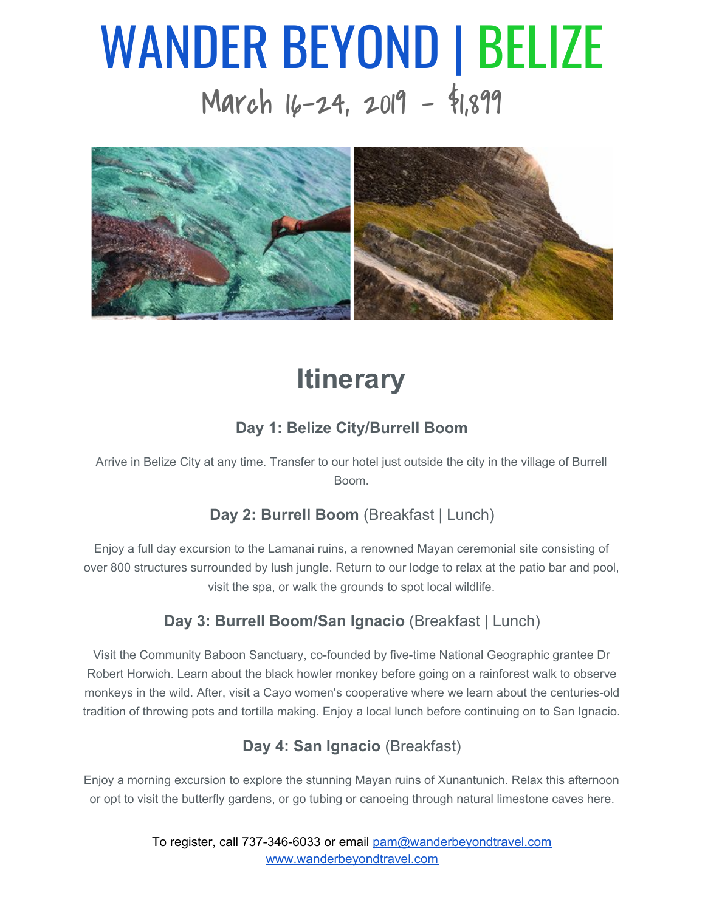# WANDER BEYOND | BELIZE

## March 16-24, 2019 - $1,899

## Itinerary

### Day 1: Belize City/Burrell Boom

Arrive in Belize City at any time. Transfer to our hotel just outside the city in the village of Burrell Boom.

### Day 2: Burrell Boom (Breakfast | Lunch)

Enjoy a full day excursion to the Lamanai ruins, a renowned Mayan ceremonial site consisting of over 800 structures surrounded by lush jungle. Return to our lodge to relax at the patio bar and pool, visit the spa, or walk the grounds to spot local wildlife.

### Day 3: Burrell Boom/San Ignacio (Breakfast | Lunch)

Visit the Community Baboon Sanctuary, co-founded by five-time National Geographic grantee Dr Robert Horwich. Learn about the black howler monkey before going on a rainforest walk to observe monkeys in the wild. After, visit a Cayo women's cooperative where we learn about the centuries-old tradition of throwing pots and tortilla making. Enjoy a local lunch before continuing on to San Ignacio.

### Day 4: San Ignacio (Breakfast)

Enjoy a morning excursion to explore the stunning Mayan ruins of Xunantunich. Relax this afternoon or opt to visit the butterfly gardens, or go tubing or canoeing through natural limestone caves here.

To register, call 737-346-6033 or email pam@wanderbeyondtravel.com
www.wanderbeyondtravel.com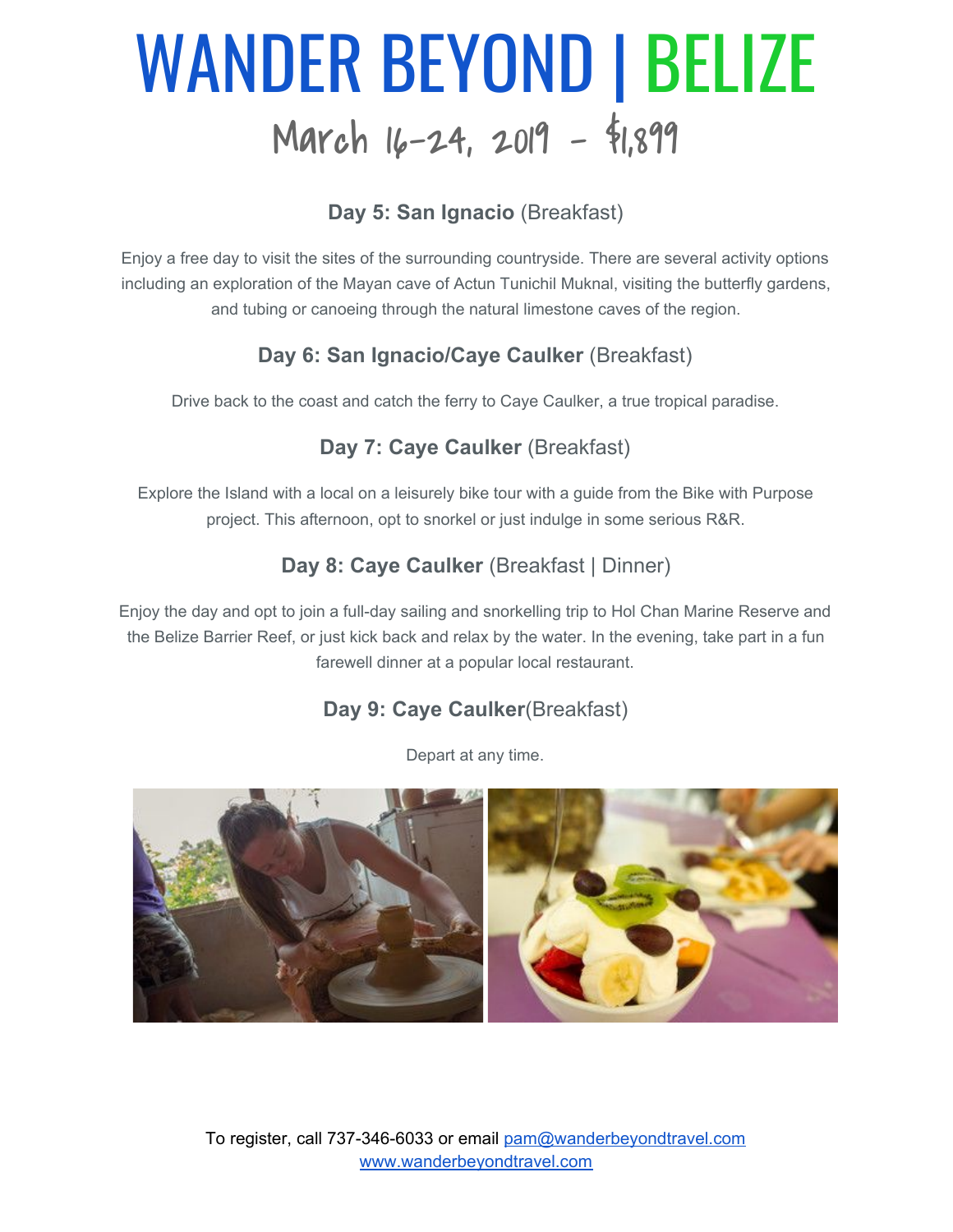# WANDER BEYOND | BELIZE

## March 16-24, 2019 - $1,899

### **Day 5: San Ignacio** (Breakfast)

Enjoy a free day to visit the sites of the surrounding countryside. There are several activity options including an exploration of the Mayan cave of Actun Tunichil Muknal, visiting the butterfly gardens, and tubing or canoeing through the natural limestone caves of the region.

### **Day 6: San Ignacio/Caye Caulker** (Breakfast)

Drive back to the coast and catch the ferry to Caye Caulker, a true tropical paradise.

### **Day 7: Caye Caulker** (Breakfast)

Explore the Island with a local on a leisurely bike tour with a guide from the Bike with Purpose project. This afternoon, opt to snorkel or just indulge in some serious R&R.

### **Day 8: Caye Caulker** (Breakfast | Dinner)

Enjoy the day and opt to join a full-day sailing and snorkelling trip to Hol Chan Marine Reserve and the Belize Barrier Reef, or just kick back and relax by the water. In the evening, take part in a fun farewell dinner at a popular local restaurant.

### **Day 9: Caye Caulker**(Breakfast)

Depart at any time.

To register, call 737-346-6033 or email pam@wanderbeyondtravel.com
www.wanderbeyondtravel.com